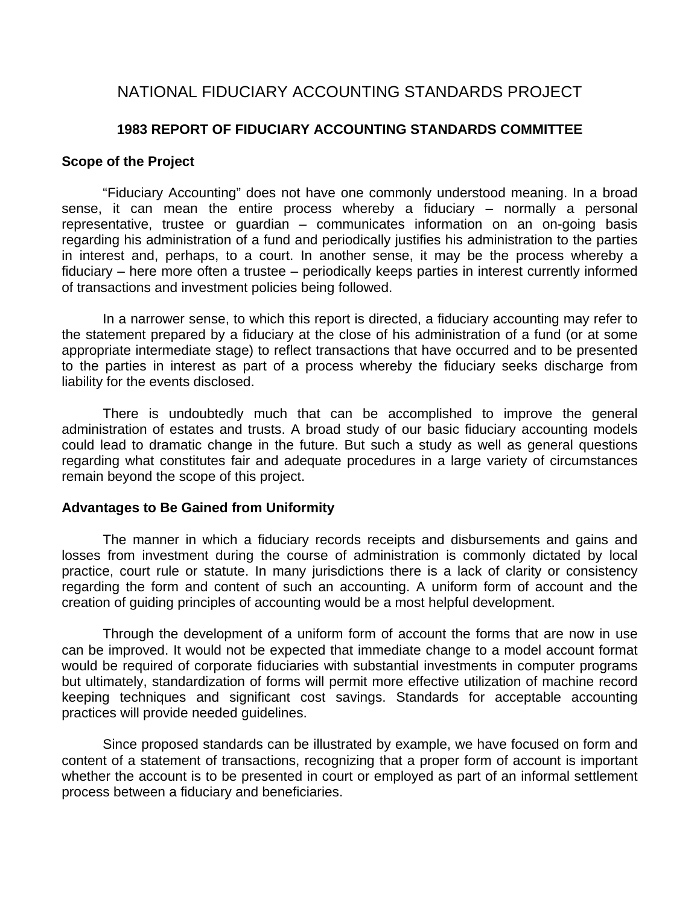# NATIONAL FIDUCIARY ACCOUNTING STANDARDS PROJECT

## 1983 REPORT OF FIDUCIARY ACCOUNTING STANDARDS COMMITTEE

### Scope of the Project

"Fiduciary Accounting" does not have one commonly understood meaning. In a broad sense, it can mean the entire process whereby a fiduciary – normally a personal representative, trustee or guardian – communicates information on an on-going basis regarding his administration of a fund and periodically justifies his administration to the parties in interest and, perhaps, to a court. In another sense, it may be the process whereby a fiduciary – here more often a trustee – periodically keeps parties in interest currently informed of transactions and investment policies being followed.

In a narrower sense, to which this report is directed, a fiduciary accounting may refer to the statement prepared by a fiduciary at the close of his administration of a fund (or at some appropriate intermediate stage) to reflect transactions that have occurred and to be presented to the parties in interest as part of a process whereby the fiduciary seeks discharge from liability for the events disclosed.

There is undoubtedly much that can be accomplished to improve the general administration of estates and trusts. A broad study of our basic fiduciary accounting models could lead to dramatic change in the future. But such a study as well as general questions regarding what constitutes fair and adequate procedures in a large variety of circumstances remain beyond the scope of this project.

### Advantages to Be Gained from Uniformity

The manner in which a fiduciary records receipts and disbursements and gains and losses from investment during the course of administration is commonly dictated by local practice, court rule or statute. In many jurisdictions there is a lack of clarity or consistency regarding the form and content of such an accounting. A uniform form of account and the creation of guiding principles of accounting would be a most helpful development.

Through the development of a uniform form of account the forms that are now in use can be improved. It would not be expected that immediate change to a model account format would be required of corporate fiduciaries with substantial investments in computer programs but ultimately, standardization of forms will permit more effective utilization of machine record keeping techniques and significant cost savings. Standards for acceptable accounting practices will provide needed guidelines.

Since proposed standards can be illustrated by example, we have focused on form and content of a statement of transactions, recognizing that a proper form of account is important whether the account is to be presented in court or employed as part of an informal settlement process between a fiduciary and beneficiaries.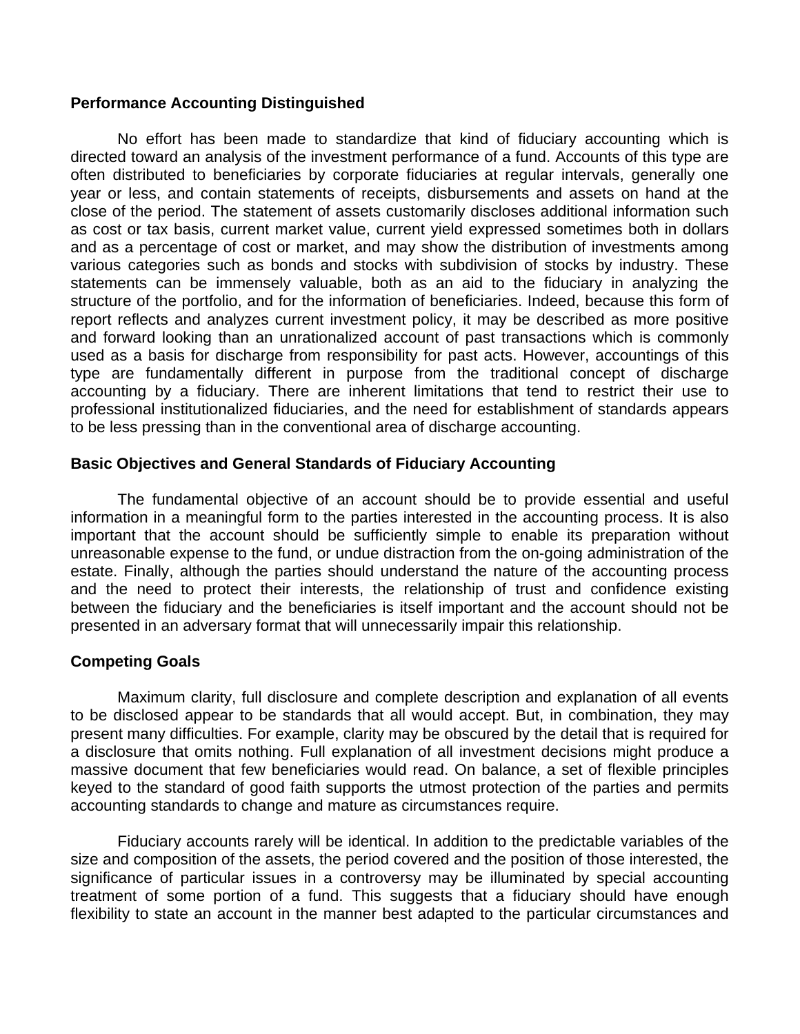## Performance Accounting Distinguished

No effort has been made to standardize that kind of fiduciary accounting which is directed toward an analysis of the investment performance of a fund. Accounts of this type are often distributed to beneficiaries by corporate fiduciaries at regular intervals, generally one year or less, and contain statements of receipts, disbursements and assets on hand at the close of the period. The statement of assets customarily discloses additional information such as cost or tax basis, current market value, current yield expressed sometimes both in dollars and as a percentage of cost or market, and may show the distribution of investments among various categories such as bonds and stocks with subdivision of stocks by industry. These statements can be immensely valuable, both as an aid to the fiduciary in analyzing the structure of the portfolio, and for the information of beneficiaries. Indeed, because this form of report reflects and analyzes current investment policy, it may be described as more positive and forward looking than an unrationalized account of past transactions which is commonly used as a basis for discharge from responsibility for past acts. However, accountings of this type are fundamentally different in purpose from the traditional concept of discharge accounting by a fiduciary. There are inherent limitations that tend to restrict their use to professional institutionalized fiduciaries, and the need for establishment of standards appears to be less pressing than in the conventional area of discharge accounting.

## Basic Objectives and General Standards of Fiduciary Accounting

The fundamental objective of an account should be to provide essential and useful information in a meaningful form to the parties interested in the accounting process. It is also important that the account should be sufficiently simple to enable its preparation without unreasonable expense to the fund, or undue distraction from the on-going administration of the estate. Finally, although the parties should understand the nature of the accounting process and the need to protect their interests, the relationship of trust and confidence existing between the fiduciary and the beneficiaries is itself important and the account should not be presented in an adversary format that will unnecessarily impair this relationship.

## Competing Goals

Maximum clarity, full disclosure and complete description and explanation of all events to be disclosed appear to be standards that all would accept. But, in combination, they may present many difficulties. For example, clarity may be obscured by the detail that is required for a disclosure that omits nothing. Full explanation of all investment decisions might produce a massive document that few beneficiaries would read. On balance, a set of flexible principles keyed to the standard of good faith supports the utmost protection of the parties and permits accounting standards to change and mature as circumstances require.

Fiduciary accounts rarely will be identical. In addition to the predictable variables of the size and composition of the assets, the period covered and the position of those interested, the significance of particular issues in a controversy may be illuminated by special accounting treatment of some portion of a fund. This suggests that a fiduciary should have enough flexibility to state an account in the manner best adapted to the particular circumstances and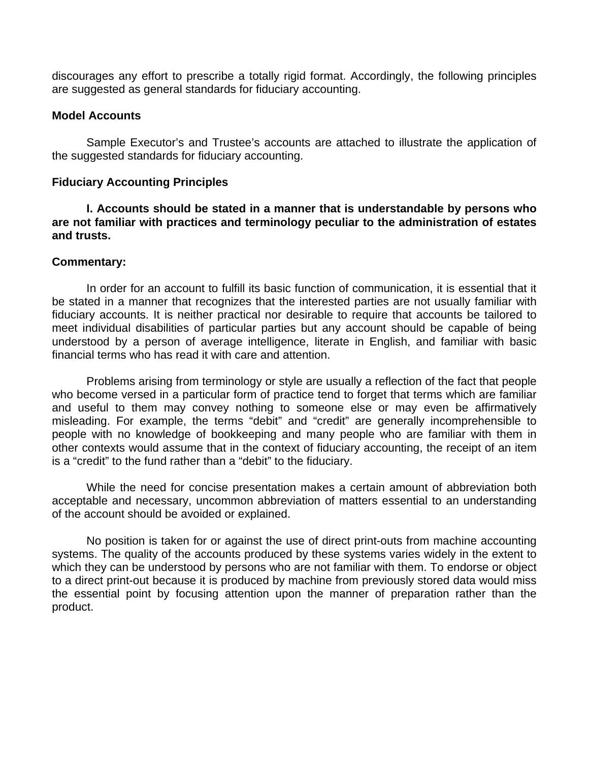discourages any effort to prescribe a totally rigid format. Accordingly, the following principles are suggested as general standards for fiduciary accounting.

**Model Accounts**

Sample Executor's and Trustee's accounts are attached to illustrate the application of the suggested standards for fiduciary accounting.

**Fiduciary Accounting Principles**

**I. Accounts should be stated in a manner that is understandable by persons who are not familiar with practices and terminology peculiar to the administration of estates and trusts.**

**Commentary:**

In order for an account to fulfill its basic function of communication, it is essential that it be stated in a manner that recognizes that the interested parties are not usually familiar with fiduciary accounts. It is neither practical nor desirable to require that accounts be tailored to meet individual disabilities of particular parties but any account should be capable of being understood by a person of average intelligence, literate in English, and familiar with basic financial terms who has read it with care and attention.

Problems arising from terminology or style are usually a reflection of the fact that people who become versed in a particular form of practice tend to forget that terms which are familiar and useful to them may convey nothing to someone else or may even be affirmatively misleading. For example, the terms "debit" and "credit" are generally incomprehensible to people with no knowledge of bookkeeping and many people who are familiar with them in other contexts would assume that in the context of fiduciary accounting, the receipt of an item is a "credit" to the fund rather than a "debit" to the fiduciary.

While the need for concise presentation makes a certain amount of abbreviation both acceptable and necessary, uncommon abbreviation of matters essential to an understanding of the account should be avoided or explained.

No position is taken for or against the use of direct print-outs from machine accounting systems. The quality of the accounts produced by these systems varies widely in the extent to which they can be understood by persons who are not familiar with them. To endorse or object to a direct print-out because it is produced by machine from previously stored data would miss the essential point by focusing attention upon the manner of preparation rather than the product.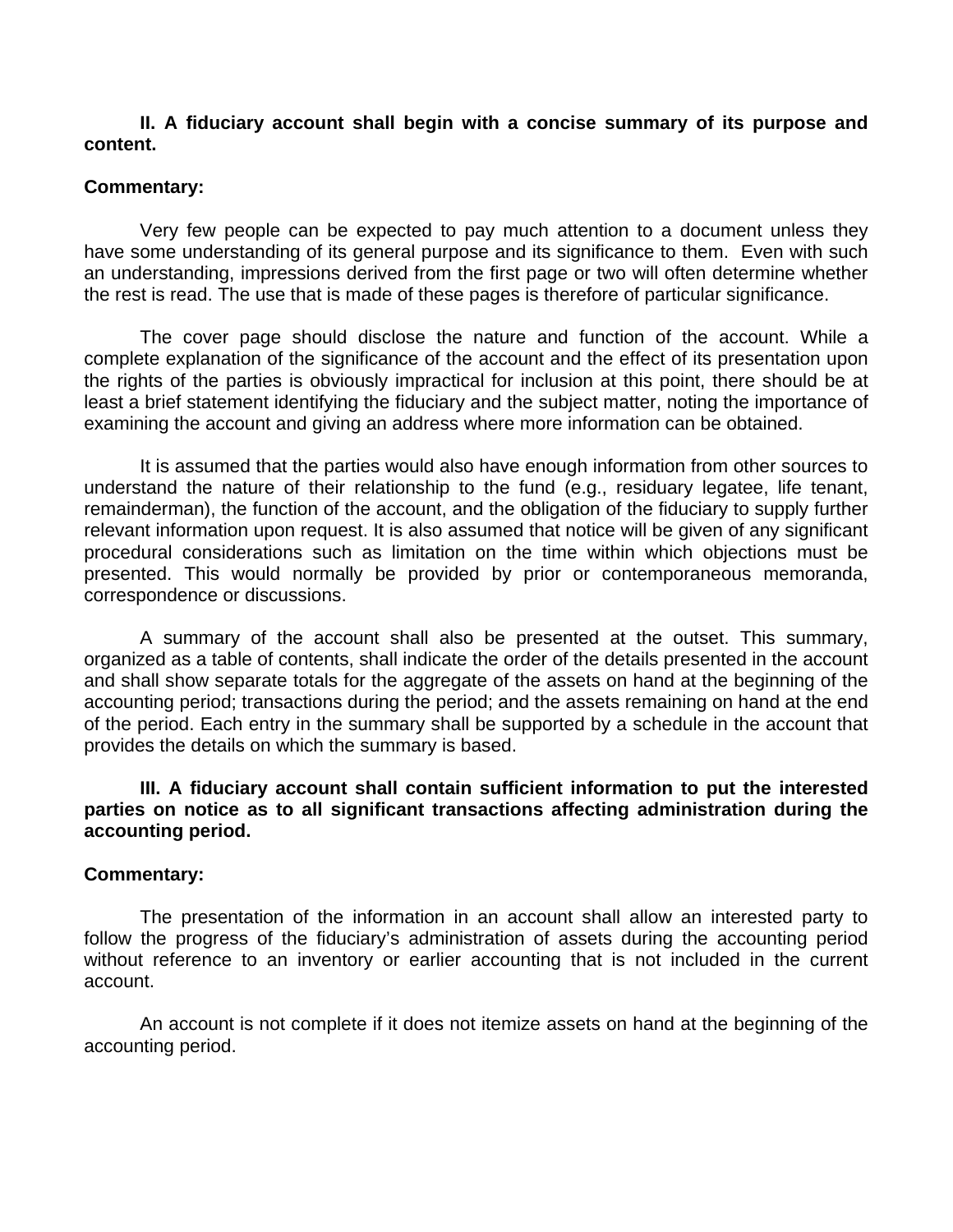**II. A fiduciary account shall begin with a concise summary of its purpose and content.**

**Commentary:**

Very few people can be expected to pay much attention to a document unless they have some understanding of its general purpose and its significance to them. Even with such an understanding, impressions derived from the first page or two will often determine whether the rest is read. The use that is made of these pages is therefore of particular significance.

The cover page should disclose the nature and function of the account. While a complete explanation of the significance of the account and the effect of its presentation upon the rights of the parties is obviously impractical for inclusion at this point, there should be at least a brief statement identifying the fiduciary and the subject matter, noting the importance of examining the account and giving an address where more information can be obtained.

It is assumed that the parties would also have enough information from other sources to understand the nature of their relationship to the fund (e.g., residuary legatee, life tenant, remainderman), the function of the account, and the obligation of the fiduciary to supply further relevant information upon request. It is also assumed that notice will be given of any significant procedural considerations such as limitation on the time within which objections must be presented. This would normally be provided by prior or contemporaneous memoranda, correspondence or discussions.

A summary of the account shall also be presented at the outset. This summary, organized as a table of contents, shall indicate the order of the details presented in the account and shall show separate totals for the aggregate of the assets on hand at the beginning of the accounting period; transactions during the period; and the assets remaining on hand at the end of the period. Each entry in the summary shall be supported by a schedule in the account that provides the details on which the summary is based.

**III. A fiduciary account shall contain sufficient information to put the interested parties on notice as to all significant transactions affecting administration during the accounting period.**

**Commentary:**

The presentation of the information in an account shall allow an interested party to follow the progress of the fiduciary's administration of assets during the accounting period without reference to an inventory or earlier accounting that is not included in the current account.

An account is not complete if it does not itemize assets on hand at the beginning of the accounting period.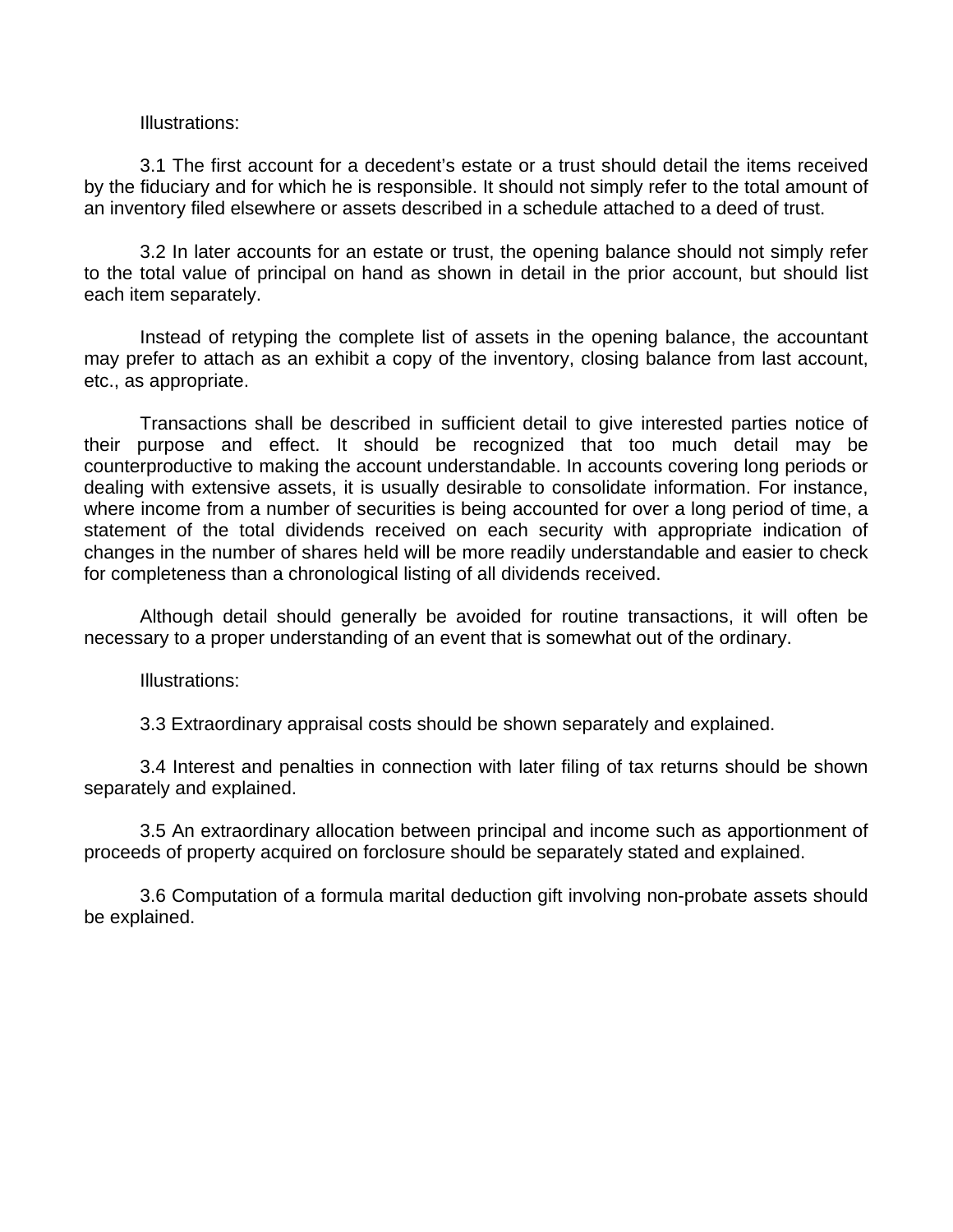Illustrations:

3.1 The first account for a decedent's estate or a trust should detail the items received by the fiduciary and for which he is responsible. It should not simply refer to the total amount of an inventory filed elsewhere or assets described in a schedule attached to a deed of trust.

3.2 In later accounts for an estate or trust, the opening balance should not simply refer to the total value of principal on hand as shown in detail in the prior account, but should list each item separately.

Instead of retyping the complete list of assets in the opening balance, the accountant may prefer to attach as an exhibit a copy of the inventory, closing balance from last account, etc., as appropriate.

Transactions shall be described in sufficient detail to give interested parties notice of their purpose and effect. It should be recognized that too much detail may be counterproductive to making the account understandable. In accounts covering long periods or dealing with extensive assets, it is usually desirable to consolidate information. For instance, where income from a number of securities is being accounted for over a long period of time, a statement of the total dividends received on each security with appropriate indication of changes in the number of shares held will be more readily understandable and easier to check for completeness than a chronological listing of all dividends received.

Although detail should generally be avoided for routine transactions, it will often be necessary to a proper understanding of an event that is somewhat out of the ordinary.

Illustrations:

3.3 Extraordinary appraisal costs should be shown separately and explained.

3.4 Interest and penalties in connection with later filing of tax returns should be shown separately and explained.

3.5 An extraordinary allocation between principal and income such as apportionment of proceeds of property acquired on forclosure should be separately stated and explained.

3.6 Computation of a formula marital deduction gift involving non-probate assets should be explained.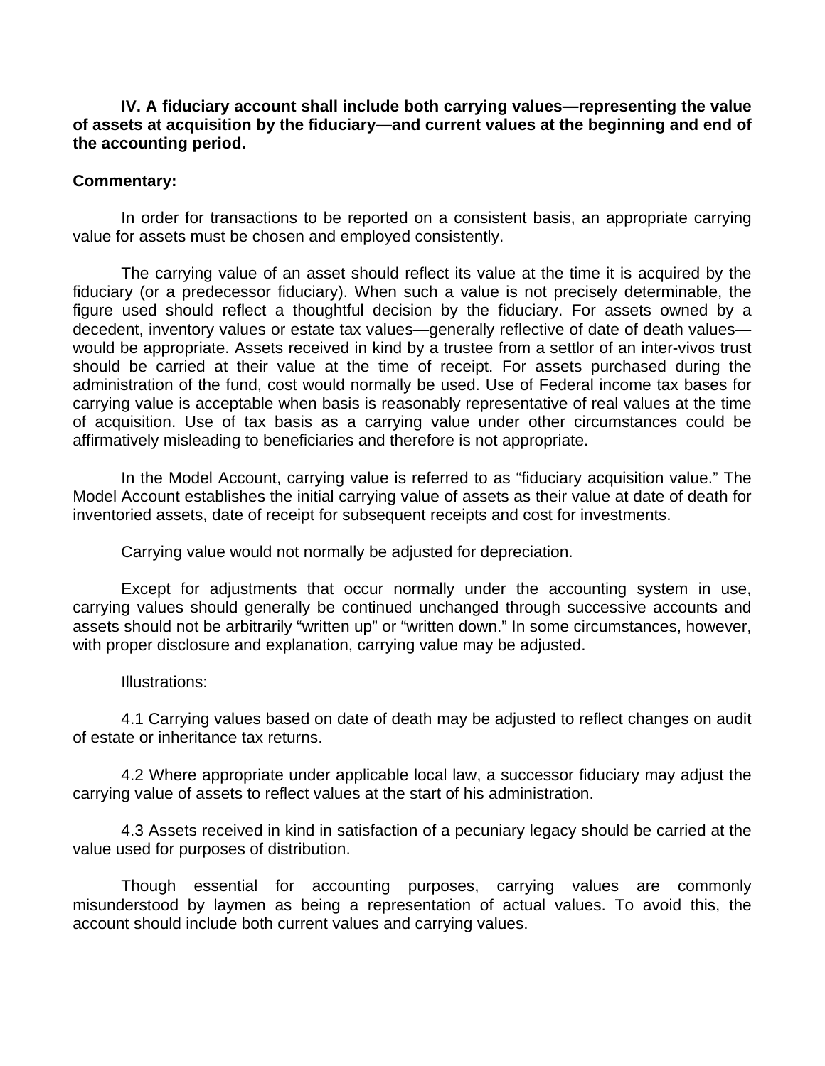**IV. A fiduciary account shall include both carrying values—representing the value of assets at acquisition by the fiduciary—and current values at the beginning and end of the accounting period.**

**Commentary:**

In order for transactions to be reported on a consistent basis, an appropriate carrying value for assets must be chosen and employed consistently.

The carrying value of an asset should reflect its value at the time it is acquired by the fiduciary (or a predecessor fiduciary). When such a value is not precisely determinable, the figure used should reflect a thoughtful decision by the fiduciary. For assets owned by a decedent, inventory values or estate tax values—generally reflective of date of death values—would be appropriate. Assets received in kind by a trustee from a settlor of an inter-vivos trust should be carried at their value at the time of receipt. For assets purchased during the administration of the fund, cost would normally be used. Use of Federal income tax bases for carrying value is acceptable when basis is reasonably representative of real values at the time of acquisition. Use of tax basis as a carrying value under other circumstances could be affirmatively misleading to beneficiaries and therefore is not appropriate.

In the Model Account, carrying value is referred to as "fiduciary acquisition value." The Model Account establishes the initial carrying value of assets as their value at date of death for inventoried assets, date of receipt for subsequent receipts and cost for investments.

Carrying value would not normally be adjusted for depreciation.

Except for adjustments that occur normally under the accounting system in use, carrying values should generally be continued unchanged through successive accounts and assets should not be arbitrarily "written up" or "written down." In some circumstances, however, with proper disclosure and explanation, carrying value may be adjusted.

Illustrations:

4.1 Carrying values based on date of death may be adjusted to reflect changes on audit of estate or inheritance tax returns.

4.2 Where appropriate under applicable local law, a successor fiduciary may adjust the carrying value of assets to reflect values at the start of his administration.

4.3 Assets received in kind in satisfaction of a pecuniary legacy should be carried at the value used for purposes of distribution.

Though essential for accounting purposes, carrying values are commonly misunderstood by laymen as being a representation of actual values. To avoid this, the account should include both current values and carrying values.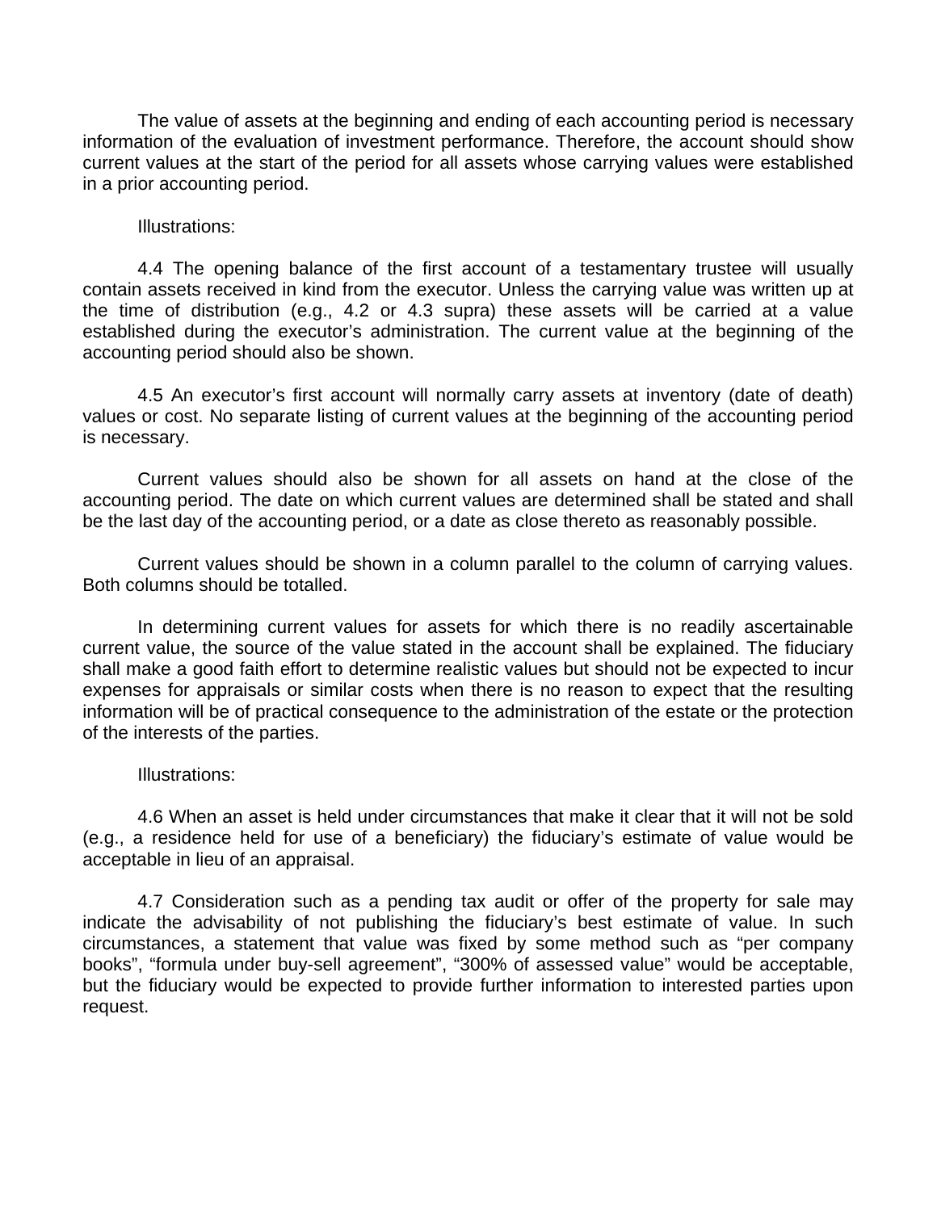The value of assets at the beginning and ending of each accounting period is necessary information of the evaluation of investment performance. Therefore, the account should show current values at the start of the period for all assets whose carrying values were established in a prior accounting period.

Illustrations:

4.4 The opening balance of the first account of a testamentary trustee will usually contain assets received in kind from the executor. Unless the carrying value was written up at the time of distribution (e.g., 4.2 or 4.3 supra) these assets will be carried at a value established during the executor's administration. The current value at the beginning of the accounting period should also be shown.

4.5 An executor's first account will normally carry assets at inventory (date of death) values or cost. No separate listing of current values at the beginning of the accounting period is necessary.

Current values should also be shown for all assets on hand at the close of the accounting period. The date on which current values are determined shall be stated and shall be the last day of the accounting period, or a date as close thereto as reasonably possible.

Current values should be shown in a column parallel to the column of carrying values. Both columns should be totalled.

In determining current values for assets for which there is no readily ascertainable current value, the source of the value stated in the account shall be explained. The fiduciary shall make a good faith effort to determine realistic values but should not be expected to incur expenses for appraisals or similar costs when there is no reason to expect that the resulting information will be of practical consequence to the administration of the estate or the protection of the interests of the parties.

Illustrations:

4.6 When an asset is held under circumstances that make it clear that it will not be sold (e.g., a residence held for use of a beneficiary) the fiduciary's estimate of value would be acceptable in lieu of an appraisal.

4.7 Consideration such as a pending tax audit or offer of the property for sale may indicate the advisability of not publishing the fiduciary's best estimate of value. In such circumstances, a statement that value was fixed by some method such as "per company books", "formula under buy-sell agreement", "300% of assessed value" would be acceptable, but the fiduciary would be expected to provide further information to interested parties upon request.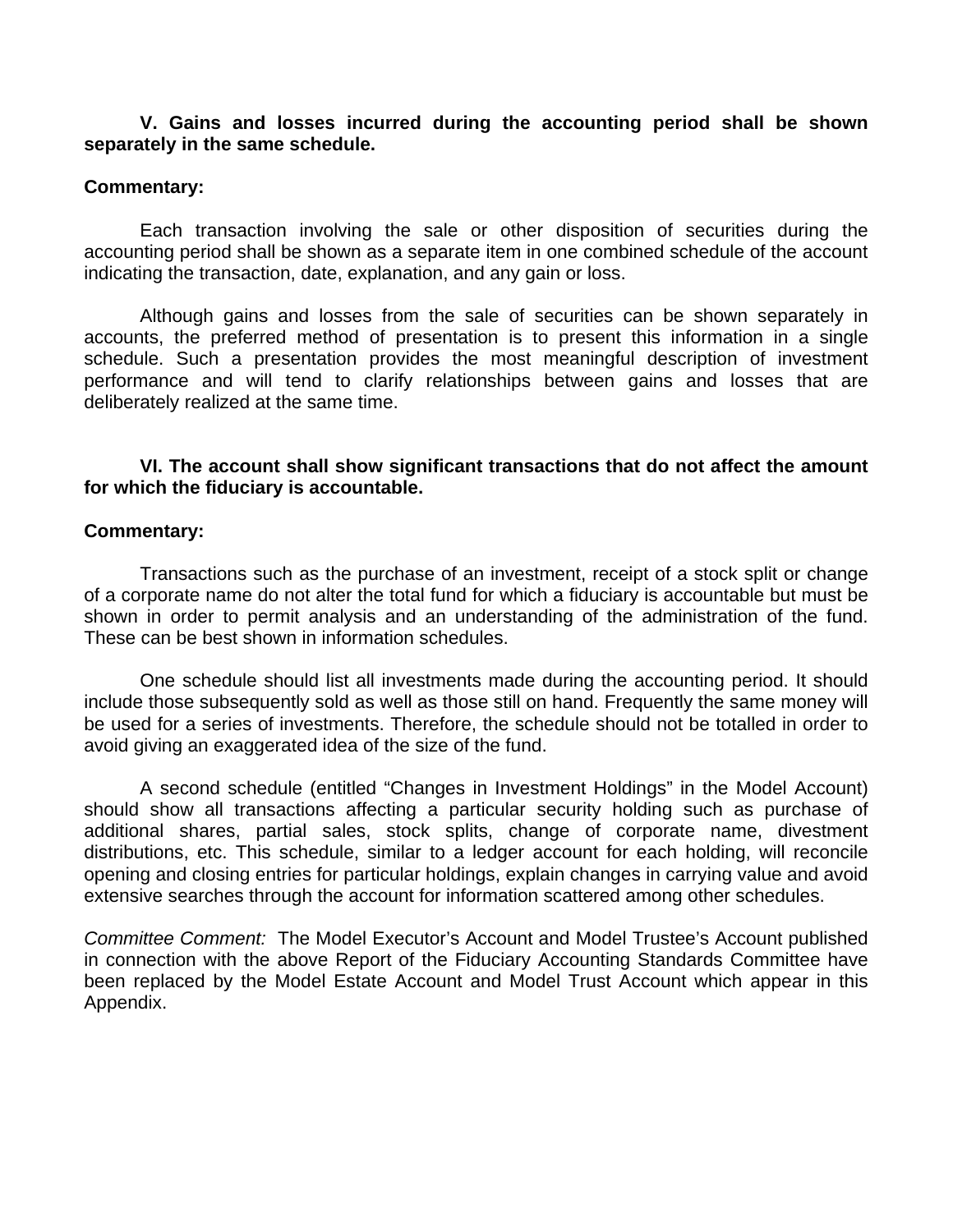**V. Gains and losses incurred during the accounting period shall be shown separately in the same schedule.**

**Commentary:**

Each transaction involving the sale or other disposition of securities during the accounting period shall be shown as a separate item in one combined schedule of the account indicating the transaction, date, explanation, and any gain or loss.

Although gains and losses from the sale of securities can be shown separately in accounts, the preferred method of presentation is to present this information in a single schedule. Such a presentation provides the most meaningful description of investment performance and will tend to clarify relationships between gains and losses that are deliberately realized at the same time.

**VI. The account shall show significant transactions that do not affect the amount for which the fiduciary is accountable.**

**Commentary:**

Transactions such as the purchase of an investment, receipt of a stock split or change of a corporate name do not alter the total fund for which a fiduciary is accountable but must be shown in order to permit analysis and an understanding of the administration of the fund. These can be best shown in information schedules.

One schedule should list all investments made during the accounting period. It should include those subsequently sold as well as those still on hand. Frequently the same money will be used for a series of investments. Therefore, the schedule should not be totalled in order to avoid giving an exaggerated idea of the size of the fund.

A second schedule (entitled "Changes in Investment Holdings" in the Model Account) should show all transactions affecting a particular security holding such as purchase of additional shares, partial sales, stock splits, change of corporate name, divestment distributions, etc. This schedule, similar to a ledger account for each holding, will reconcile opening and closing entries for particular holdings, explain changes in carrying value and avoid extensive searches through the account for information scattered among other schedules.

*Committee Comment:* The Model Executor's Account and Model Trustee's Account published in connection with the above Report of the Fiduciary Accounting Standards Committee have been replaced by the Model Estate Account and Model Trust Account which appear in this Appendix.